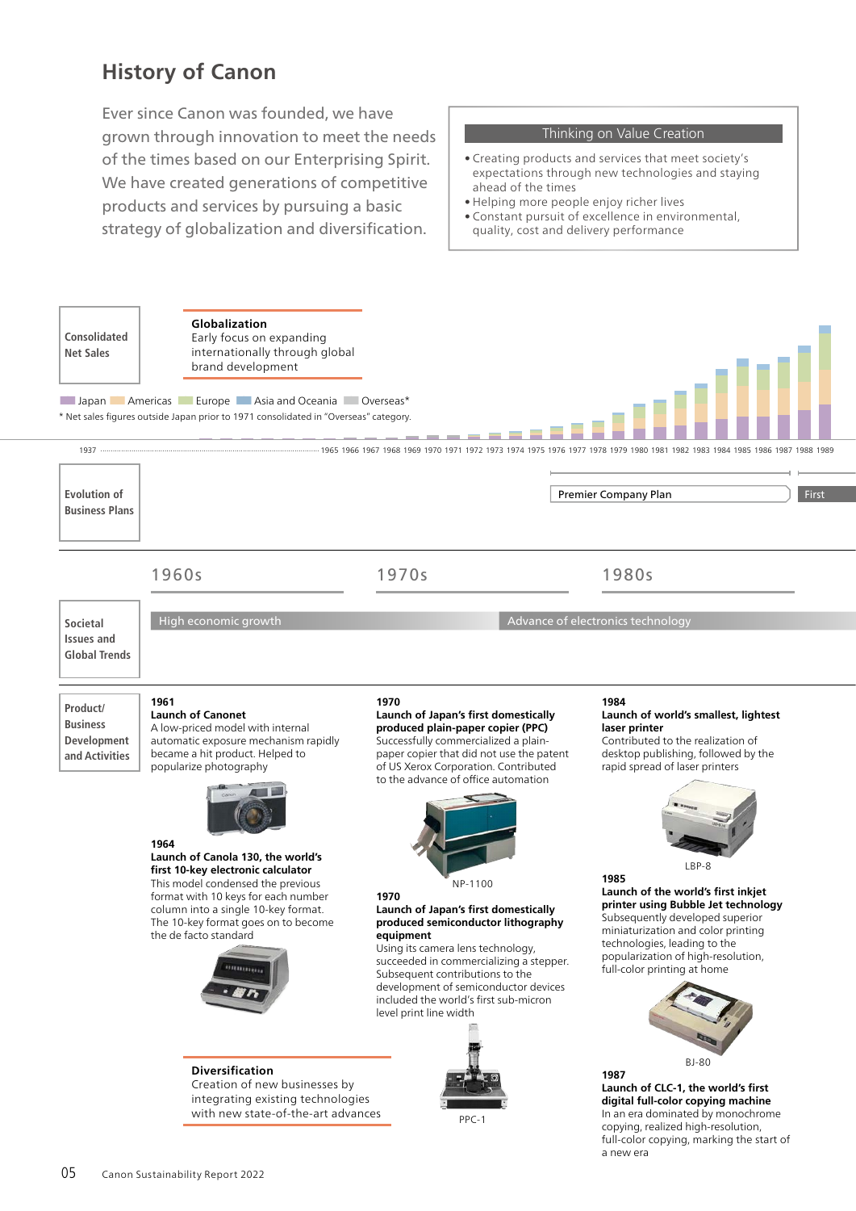# History of Canon

Ever since Canon was founded, we have grown through innovation to meet the needs of the times based on our Enterprising Spirit. We have created generations of competitive products and services by pursuing a basic strategy of globalization and diversification.

**Thinking on Value Creation**

- Creating products and services that meet society's expectations through new technologies and staying ahead of the times
- Helping more people enjoy richer lives
- Constant pursuit of excellence in environmental, quality, cost and delivery performance

**Consolidated Net Sales**

**Globalization**
Early focus on expanding internationally through global brand development

Japan Americas Europe Asia and Oceania Overseas*

\* Net sales figures outside Japan prior to 1971 consolidated in "Overseas" category.

1937 ······ 1965 1966 1967 1968 1969 1970 1971 1972 1973 1974 1975 1976 1977 1978 1979 1980 1981 1982 1983 1984 1985 1986 1987 1988 1989

**Evolution of Business Plans**

Premier Company Plan | First

| | 1960s | 1970s | 1980s |
|---|---|---|---|

**Societal Issues and Global Trends**

High economic growth | Advance of electronics technology

**Product/ Business Development and Activities**

**1961**
**Launch of Canonet**
A low-priced model with internal automatic exposure mechanism rapidly became a hit product. Helped to popularize photography

**1964**
**Launch of Canola 130, the world's first 10-key electronic calculator**
This model condensed the previous format with 10 keys for each number column into a single 10-key format. The 10-key format goes on to become the de facto standard

**Diversification**
Creation of new businesses by integrating existing technologies with new state-of-the-art advances

**1970**
**Launch of Japan's first domestically produced plain-paper copier (PPC)**
Successfully commercialized a plain-paper copier that did not use the patent of US Xerox Corporation. Contributed to the advance of office automation

NP-1100

**1970**
**Launch of Japan's first domestically produced semiconductor lithography equipment**
Using its camera lens technology, succeeded in commercializing a stepper. Subsequent contributions to the development of semiconductor devices included the world's first sub-micron level print line width

PPC-1

**1984**
**Launch of world's smallest, lightest laser printer**
Contributed to the realization of desktop publishing, followed by the rapid spread of laser printers

LBP-8

**1985**
**Launch of the world's first inkjet printer using Bubble Jet technology**
Subsequently developed superior miniaturization and color printing technologies, leading to the popularization of high-resolution, full-color printing at home

BJ-80

**1987**
**Launch of CLC-1, the world's first digital full-color copying machine**
In an era dominated by monochrome copying, realized high-resolution, full-color copying, marking the start of a new era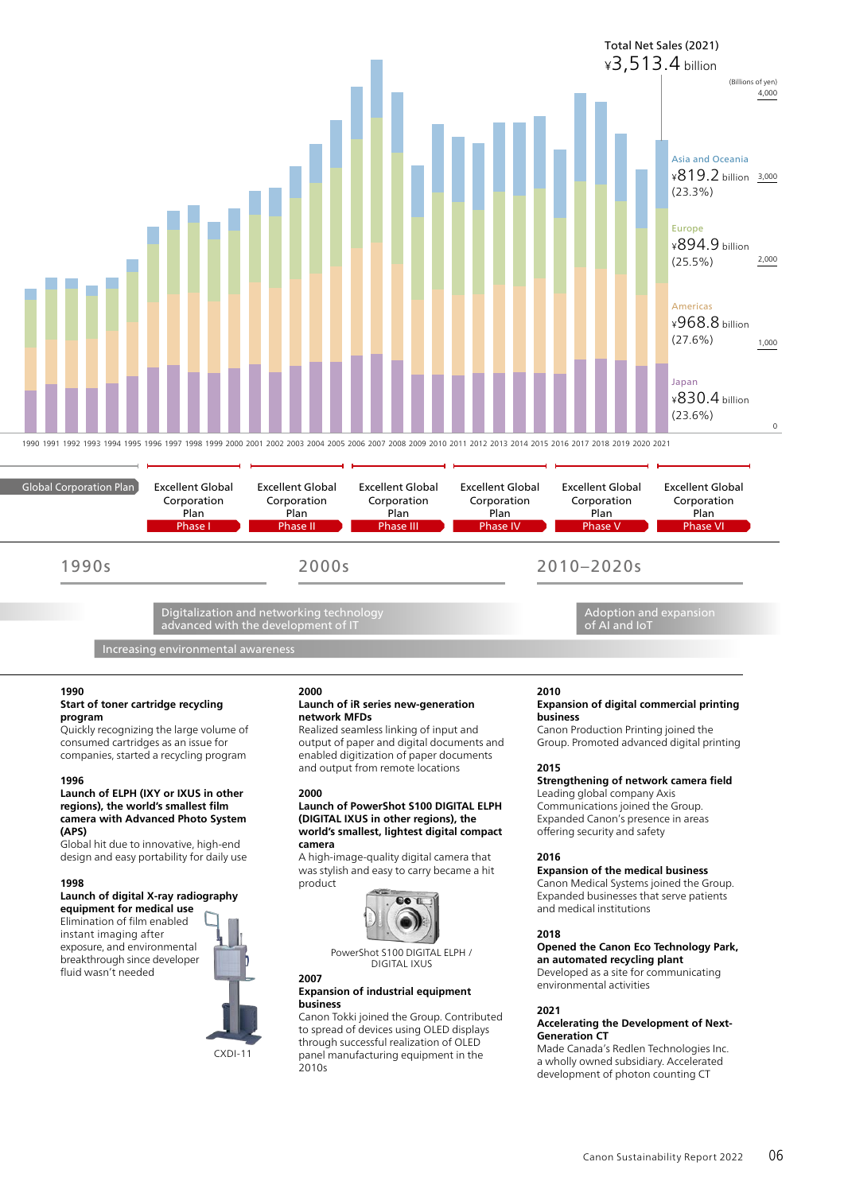Total Net Sales (2021)
¥3,513.4 billion

(Billions of yen)
4,000
3,000
2,000
1,000
0

Asia and Oceania
¥819.2 billion
(23.3%)

Europe
¥894.9 billion
(25.5%)

Americas
¥968.8 billion
(27.6%)

Japan
¥830.4 billion
(23.6%)

1990 1991 1992 1993 1994 1995 1996 1997 1998 1999 2000 2001 2002 2003 2004 2005 2006 2007 2008 2009 2010 2011 2012 2013 2014 2015 2016 2017 2018 2019 2020 2021

Global Corporation Plan

Excellent Global Corporation Plan Phase I

Excellent Global Corporation Plan Phase II

Excellent Global Corporation Plan Phase III

Excellent Global Corporation Plan Phase IV

Excellent Global Corporation Plan Phase V

Excellent Global Corporation Plan Phase VI

1990s

2000s

2010–2020s

Digitalization and networking technology advanced with the development of IT

Adoption and expansion of AI and IoT

Increasing environmental awareness

**1990**
**Start of toner cartridge recycling program**
Quickly recognizing the large volume of consumed cartridges as an issue for companies, started a recycling program

**1996**
**Launch of ELPH (IXY or IXUS in other regions), the world's smallest film camera with Advanced Photo System (APS)**
Global hit due to innovative, high-end design and easy portability for daily use

**1998**
**Launch of digital X-ray radiography equipment for medical use**
Elimination of film enabled instant imaging after exposure, and environmental breakthrough since developer fluid wasn't needed

CXDI-11

**2000**
**Launch of iR series new-generation network MFDs**
Realized seamless linking of input and output of paper and digital documents and enabled digitization of paper documents and output from remote locations

**2000**
**Launch of PowerShot S100 DIGITAL ELPH (DIGITAL IXUS in other regions), the world's smallest, lightest digital compact camera**
A high-image-quality digital camera that was stylish and easy to carry became a hit product

PowerShot S100 DIGITAL ELPH / DIGITAL IXUS

**2007**
**Expansion of industrial equipment business**
Canon Tokki joined the Group. Contributed to spread of devices using OLED displays through successful realization of OLED panel manufacturing equipment in the 2010s

**2010**
**Expansion of digital commercial printing business**
Canon Production Printing joined the Group. Promoted advanced digital printing

**2015**
**Strengthening of network camera field**
Leading global company Axis Communications joined the Group. Expanded Canon's presence in areas offering security and safety

**2016**
**Expansion of the medical business**
Canon Medical Systems joined the Group. Expanded businesses that serve patients and medical institutions

**2018**
**Opened the Canon Eco Technology Park, an automated recycling plant**
Developed as a site for communicating environmental activities

**2021**
**Accelerating the Development of Next-Generation CT**
Made Canada's Redlen Technologies Inc. a wholly owned subsidiary. Accelerated development of photon counting CT